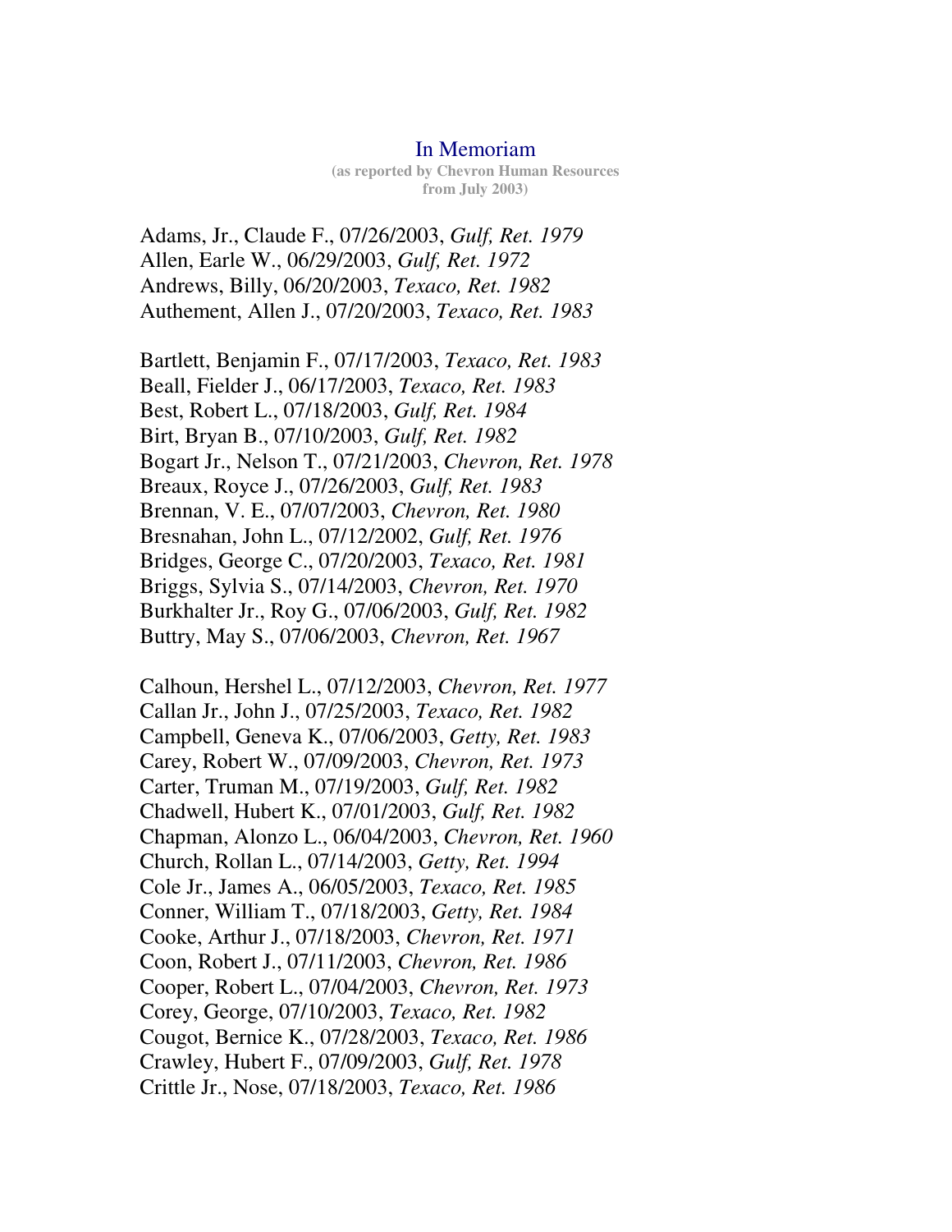# In Memoriam

**(as reported by Chevron Human Resources from July 2003)**

Adams, Jr., Claude F., 07/26/2003, *Gulf, Ret. 1979*
Allen, Earle W., 06/29/2003, *Gulf, Ret. 1972*
Andrews, Billy, 06/20/2003, *Texaco, Ret. 1982*
Authement, Allen J., 07/20/2003, *Texaco, Ret. 1983*

Bartlett, Benjamin F., 07/17/2003, *Texaco, Ret. 1983*
Beall, Fielder J., 06/17/2003, *Texaco, Ret. 1983*
Best, Robert L., 07/18/2003, *Gulf, Ret. 1984*
Birt, Bryan B., 07/10/2003, *Gulf, Ret. 1982*
Bogart Jr., Nelson T., 07/21/2003, *Chevron, Ret. 1978*
Breaux, Royce J., 07/26/2003, *Gulf, Ret. 1983*
Brennan, V. E., 07/07/2003, *Chevron, Ret. 1980*
Bresnahan, John L., 07/12/2002, *Gulf, Ret. 1976*
Bridges, George C., 07/20/2003, *Texaco, Ret. 1981*
Briggs, Sylvia S., 07/14/2003, *Chevron, Ret. 1970*
Burkhalter Jr., Roy G., 07/06/2003, *Gulf, Ret. 1982*
Buttry, May S., 07/06/2003, *Chevron, Ret. 1967*

Calhoun, Hershel L., 07/12/2003, *Chevron, Ret. 1977*
Callan Jr., John J., 07/25/2003, *Texaco, Ret. 1982*
Campbell, Geneva K., 07/06/2003, *Getty, Ret. 1983*
Carey, Robert W., 07/09/2003, *Chevron, Ret. 1973*
Carter, Truman M., 07/19/2003, *Gulf, Ret. 1982*
Chadwell, Hubert K., 07/01/2003, *Gulf, Ret. 1982*
Chapman, Alonzo L., 06/04/2003, *Chevron, Ret. 1960*
Church, Rollan L., 07/14/2003, *Getty, Ret. 1994*
Cole Jr., James A., 06/05/2003, *Texaco, Ret. 1985*
Conner, William T., 07/18/2003, *Getty, Ret. 1984*
Cooke, Arthur J., 07/18/2003, *Chevron, Ret. 1971*
Coon, Robert J., 07/11/2003, *Chevron, Ret. 1986*
Cooper, Robert L., 07/04/2003, *Chevron, Ret. 1973*
Corey, George, 07/10/2003, *Texaco, Ret. 1982*
Cougot, Bernice K., 07/28/2003, *Texaco, Ret. 1986*
Crawley, Hubert F., 07/09/2003, *Gulf, Ret. 1978*
Crittle Jr., Nose, 07/18/2003, *Texaco, Ret. 1986*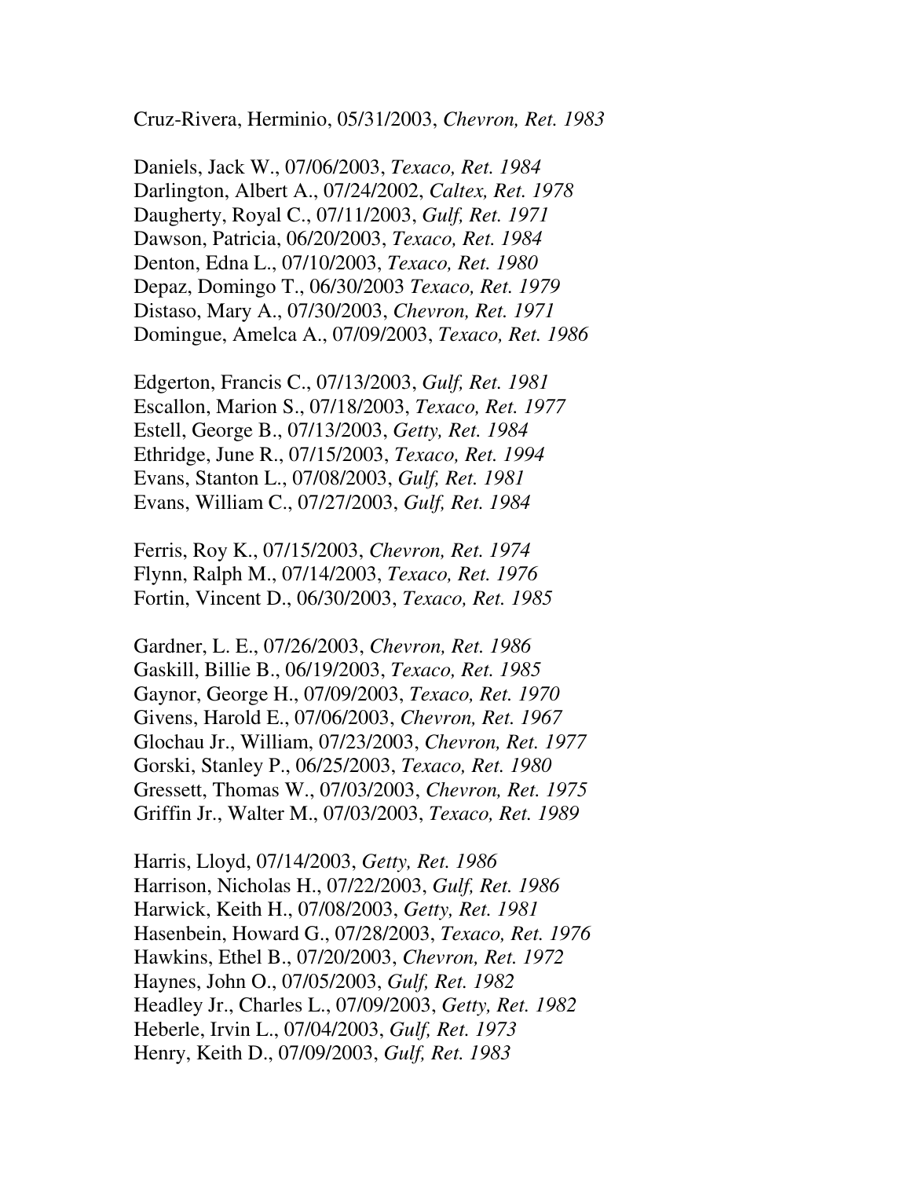Cruz-Rivera, Herminio, 05/31/2003, *Chevron, Ret. 1983*

Daniels, Jack W., 07/06/2003, *Texaco, Ret. 1984*
Darlington, Albert A., 07/24/2002, *Caltex, Ret. 1978*
Daugherty, Royal C., 07/11/2003, *Gulf, Ret. 1971*
Dawson, Patricia, 06/20/2003, *Texaco, Ret. 1984*
Denton, Edna L., 07/10/2003, *Texaco, Ret. 1980*
Depaz, Domingo T., 06/30/2003 *Texaco, Ret. 1979*
Distaso, Mary A., 07/30/2003, *Chevron, Ret. 1971*
Domingue, Amelca A., 07/09/2003, *Texaco, Ret. 1986*

Edgerton, Francis C., 07/13/2003, *Gulf, Ret. 1981*
Escallon, Marion S., 07/18/2003, *Texaco, Ret. 1977*
Estell, George B., 07/13/2003, *Getty, Ret. 1984*
Ethridge, June R., 07/15/2003, *Texaco, Ret. 1994*
Evans, Stanton L., 07/08/2003, *Gulf, Ret. 1981*
Evans, William C., 07/27/2003, *Gulf, Ret. 1984*

Ferris, Roy K., 07/15/2003, *Chevron, Ret. 1974*
Flynn, Ralph M., 07/14/2003, *Texaco, Ret. 1976*
Fortin, Vincent D., 06/30/2003, *Texaco, Ret. 1985*

Gardner, L. E., 07/26/2003, *Chevron, Ret. 1986*
Gaskill, Billie B., 06/19/2003, *Texaco, Ret. 1985*
Gaynor, George H., 07/09/2003, *Texaco, Ret. 1970*
Givens, Harold E., 07/06/2003, *Chevron, Ret. 1967*
Glochau Jr., William, 07/23/2003, *Chevron, Ret. 1977*
Gorski, Stanley P., 06/25/2003, *Texaco, Ret. 1980*
Gressett, Thomas W., 07/03/2003, *Chevron, Ret. 1975*
Griffin Jr., Walter M., 07/03/2003, *Texaco, Ret. 1989*

Harris, Lloyd, 07/14/2003, *Getty, Ret. 1986*
Harrison, Nicholas H., 07/22/2003, *Gulf, Ret. 1986*
Harwick, Keith H., 07/08/2003, *Getty, Ret. 1981*
Hasenbein, Howard G., 07/28/2003, *Texaco, Ret. 1976*
Hawkins, Ethel B., 07/20/2003, *Chevron, Ret. 1972*
Haynes, John O., 07/05/2003, *Gulf, Ret. 1982*
Headley Jr., Charles L., 07/09/2003, *Getty, Ret. 1982*
Heberle, Irvin L., 07/04/2003, *Gulf, Ret. 1973*
Henry, Keith D., 07/09/2003, *Gulf, Ret. 1983*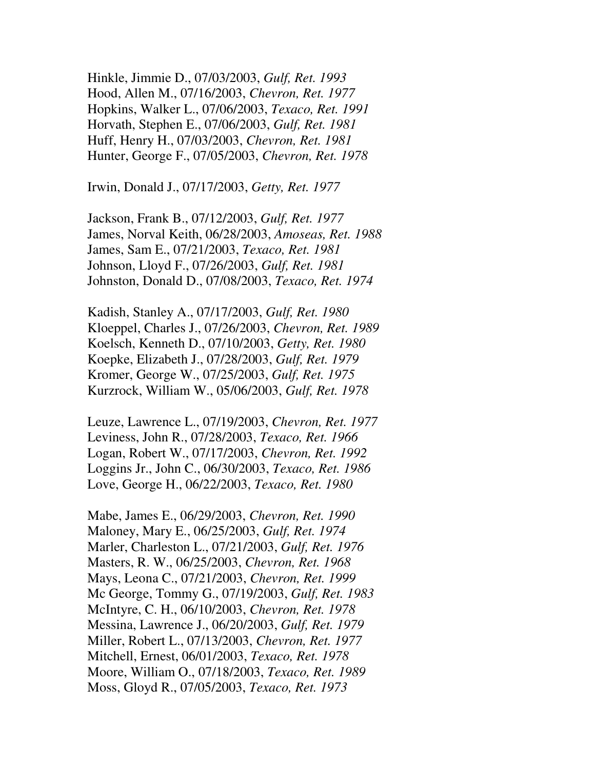Hinkle, Jimmie D., 07/03/2003, *Gulf, Ret. 1993*
Hood, Allen M., 07/16/2003, *Chevron, Ret. 1977*
Hopkins, Walker L., 07/06/2003, *Texaco, Ret. 1991*
Horvath, Stephen E., 07/06/2003, *Gulf, Ret. 1981*
Huff, Henry H., 07/03/2003, *Chevron, Ret. 1981*
Hunter, George F., 07/05/2003, *Chevron, Ret. 1978*

Irwin, Donald J., 07/17/2003, *Getty, Ret. 1977*

Jackson, Frank B., 07/12/2003, *Gulf, Ret. 1977*
James, Norval Keith, 06/28/2003, *Amoseas, Ret. 1988*
James, Sam E., 07/21/2003, *Texaco, Ret. 1981*
Johnson, Lloyd F., 07/26/2003, *Gulf, Ret. 1981*
Johnston, Donald D., 07/08/2003, *Texaco, Ret. 1974*

Kadish, Stanley A., 07/17/2003, *Gulf, Ret. 1980*
Kloeppel, Charles J., 07/26/2003, *Chevron, Ret. 1989*
Koelsch, Kenneth D., 07/10/2003, *Getty, Ret. 1980*
Koepke, Elizabeth J., 07/28/2003, *Gulf, Ret. 1979*
Kromer, George W., 07/25/2003, *Gulf, Ret. 1975*
Kurzrock, William W., 05/06/2003, *Gulf, Ret. 1978*

Leuze, Lawrence L., 07/19/2003, *Chevron, Ret. 1977*
Leviness, John R., 07/28/2003, *Texaco, Ret. 1966*
Logan, Robert W., 07/17/2003, *Chevron, Ret. 1992*
Loggins Jr., John C., 06/30/2003, *Texaco, Ret. 1986*
Love, George H., 06/22/2003, *Texaco, Ret. 1980*

Mabe, James E., 06/29/2003, *Chevron, Ret. 1990*
Maloney, Mary E., 06/25/2003, *Gulf, Ret. 1974*
Marler, Charleston L., 07/21/2003, *Gulf, Ret. 1976*
Masters, R. W., 06/25/2003, *Chevron, Ret. 1968*
Mays, Leona C., 07/21/2003, *Chevron, Ret. 1999*
Mc George, Tommy G., 07/19/2003, *Gulf, Ret. 1983*
McIntyre, C. H., 06/10/2003, *Chevron, Ret. 1978*
Messina, Lawrence J., 06/20/2003, *Gulf, Ret. 1979*
Miller, Robert L., 07/13/2003, *Chevron, Ret. 1977*
Mitchell, Ernest, 06/01/2003, *Texaco, Ret. 1978*
Moore, William O., 07/18/2003, *Texaco, Ret. 1989*
Moss, Gloyd R., 07/05/2003, *Texaco, Ret. 1973*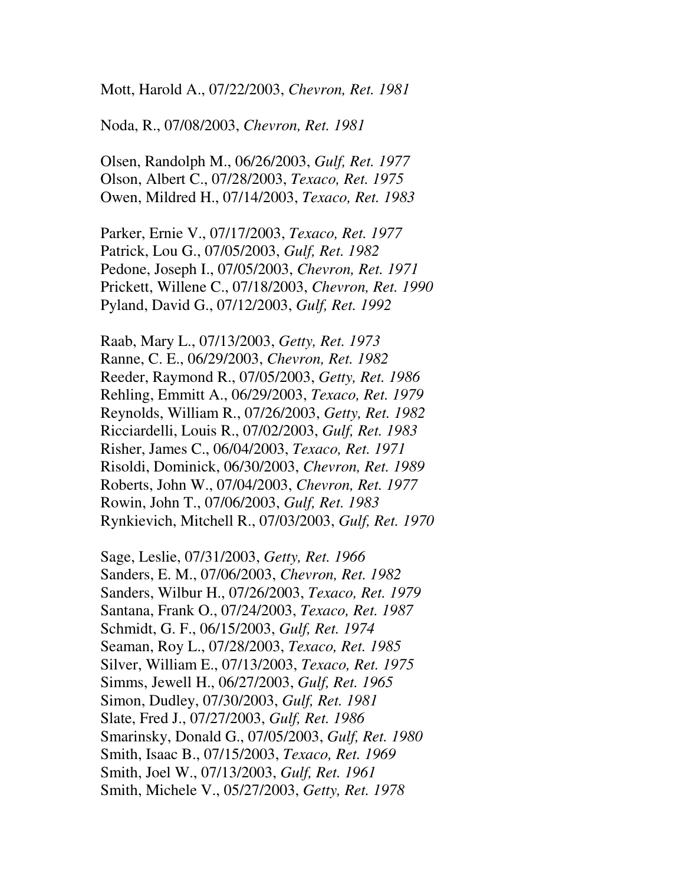Mott, Harold A., 07/22/2003, *Chevron, Ret. 1981*

Noda, R., 07/08/2003, *Chevron, Ret. 1981*

Olsen, Randolph M., 06/26/2003, *Gulf, Ret. 1977*
Olson, Albert C., 07/28/2003, *Texaco, Ret. 1975*
Owen, Mildred H., 07/14/2003, *Texaco, Ret. 1983*

Parker, Ernie V., 07/17/2003, *Texaco, Ret. 1977*
Patrick, Lou G., 07/05/2003, *Gulf, Ret. 1982*
Pedone, Joseph I., 07/05/2003, *Chevron, Ret. 1971*
Prickett, Willene C., 07/18/2003, *Chevron, Ret. 1990*
Pyland, David G., 07/12/2003, *Gulf, Ret. 1992*

Raab, Mary L., 07/13/2003, *Getty, Ret. 1973*
Ranne, C. E., 06/29/2003, *Chevron, Ret. 1982*
Reeder, Raymond R., 07/05/2003, *Getty, Ret. 1986*
Rehling, Emmitt A., 06/29/2003, *Texaco, Ret. 1979*
Reynolds, William R., 07/26/2003, *Getty, Ret. 1982*
Ricciardelli, Louis R., 07/02/2003, *Gulf, Ret. 1983*
Risher, James C., 06/04/2003, *Texaco, Ret. 1971*
Risoldi, Dominick, 06/30/2003, *Chevron, Ret. 1989*
Roberts, John W., 07/04/2003, *Chevron, Ret. 1977*
Rowin, John T., 07/06/2003, *Gulf, Ret. 1983*
Rynkievich, Mitchell R., 07/03/2003, *Gulf, Ret. 1970*

Sage, Leslie, 07/31/2003, *Getty, Ret. 1966*
Sanders, E. M., 07/06/2003, *Chevron, Ret. 1982*
Sanders, Wilbur H., 07/26/2003, *Texaco, Ret. 1979*
Santana, Frank O., 07/24/2003, *Texaco, Ret. 1987*
Schmidt, G. F., 06/15/2003, *Gulf, Ret. 1974*
Seaman, Roy L., 07/28/2003, *Texaco, Ret. 1985*
Silver, William E., 07/13/2003, *Texaco, Ret. 1975*
Simms, Jewell H., 06/27/2003, *Gulf, Ret. 1965*
Simon, Dudley, 07/30/2003, *Gulf, Ret. 1981*
Slate, Fred J., 07/27/2003, *Gulf, Ret. 1986*
Smarinsky, Donald G., 07/05/2003, *Gulf, Ret. 1980*
Smith, Isaac B., 07/15/2003, *Texaco, Ret. 1969*
Smith, Joel W., 07/13/2003, *Gulf, Ret. 1961*
Smith, Michele V., 05/27/2003, *Getty, Ret. 1978*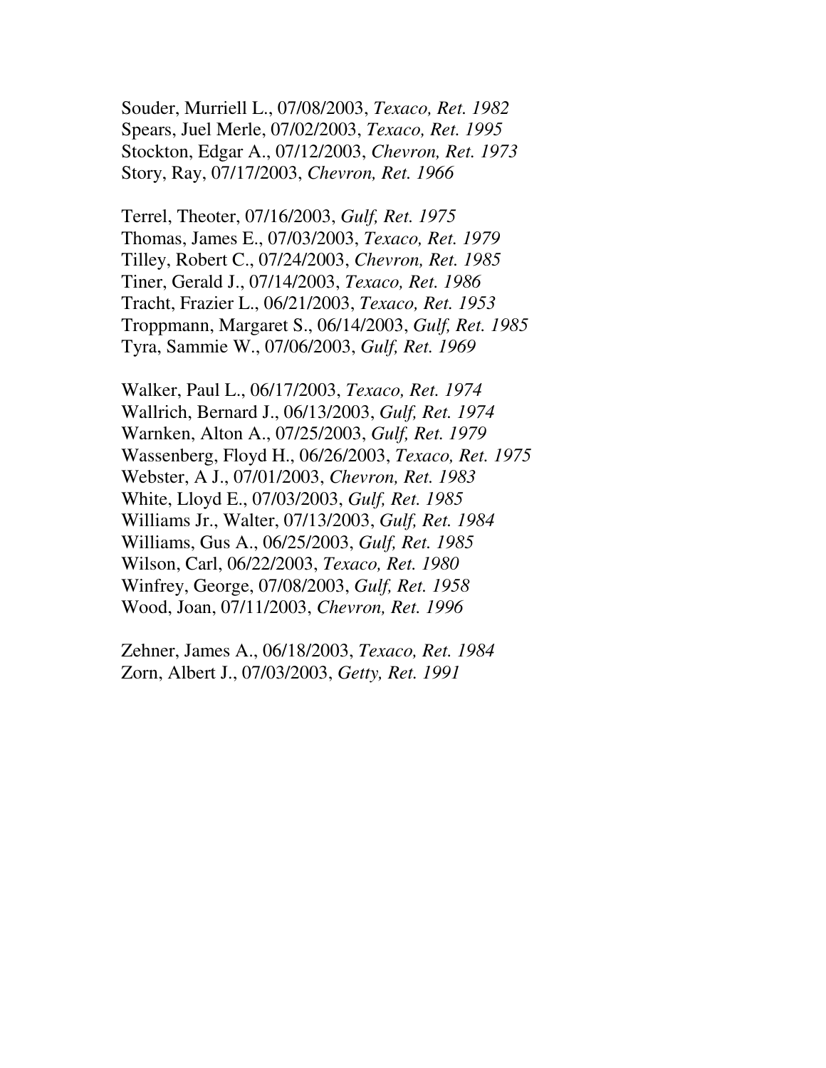Souder, Murriell L., 07/08/2003, *Texaco, Ret. 1982*
Spears, Juel Merle, 07/02/2003, *Texaco, Ret. 1995*
Stockton, Edgar A., 07/12/2003, *Chevron, Ret. 1973*
Story, Ray, 07/17/2003, *Chevron, Ret. 1966*

Terrel, Theoter, 07/16/2003, *Gulf, Ret. 1975*
Thomas, James E., 07/03/2003, *Texaco, Ret. 1979*
Tilley, Robert C., 07/24/2003, *Chevron, Ret. 1985*
Tiner, Gerald J., 07/14/2003, *Texaco, Ret. 1986*
Tracht, Frazier L., 06/21/2003, *Texaco, Ret. 1953*
Troppmann, Margaret S., 06/14/2003, *Gulf, Ret. 1985*
Tyra, Sammie W., 07/06/2003, *Gulf, Ret. 1969*

Walker, Paul L., 06/17/2003, *Texaco, Ret. 1974*
Wallrich, Bernard J., 06/13/2003, *Gulf, Ret. 1974*
Warnken, Alton A., 07/25/2003, *Gulf, Ret. 1979*
Wassenberg, Floyd H., 06/26/2003, *Texaco, Ret. 1975*
Webster, A J., 07/01/2003, *Chevron, Ret. 1983*
White, Lloyd E., 07/03/2003, *Gulf, Ret. 1985*
Williams Jr., Walter, 07/13/2003, *Gulf, Ret. 1984*
Williams, Gus A., 06/25/2003, *Gulf, Ret. 1985*
Wilson, Carl, 06/22/2003, *Texaco, Ret. 1980*
Winfrey, George, 07/08/2003, *Gulf, Ret. 1958*
Wood, Joan, 07/11/2003, *Chevron, Ret. 1996*

Zehner, James A., 06/18/2003, *Texaco, Ret. 1984*
Zorn, Albert J., 07/03/2003, *Getty, Ret. 1991*